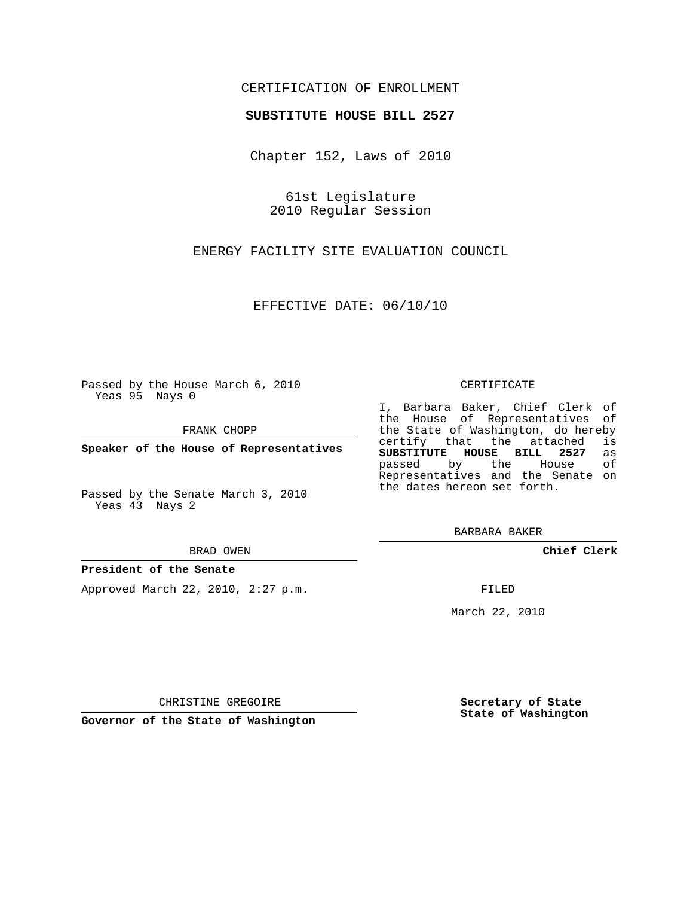CERTIFICATION OF ENROLLMENT

**SUBSTITUTE HOUSE BILL 2527**

Chapter 152, Laws of 2010

61st Legislature
2010 Regular Session

ENERGY FACILITY SITE EVALUATION COUNCIL

EFFECTIVE DATE: 06/10/10

Passed by the House March 6, 2010
Yeas 95 Nays 0

FRANK CHOPP

**Speaker of the House of Representatives**

Passed by the Senate March 3, 2010
Yeas 43 Nays 2

BRAD OWEN

**President of the Senate**

Approved March 22, 2010, 2:27 p.m.

CHRISTINE GREGOIRE

**Governor of the State of Washington**

CERTIFICATE

I, Barbara Baker, Chief Clerk of the House of Representatives of the State of Washington, do hereby certify that the attached is **SUBSTITUTE HOUSE BILL 2527** as passed by the House of Representatives and the Senate on the dates hereon set forth.

BARBARA BAKER

**Chief Clerk**

FILED

March 22, 2010

**Secretary of State**
**State of Washington**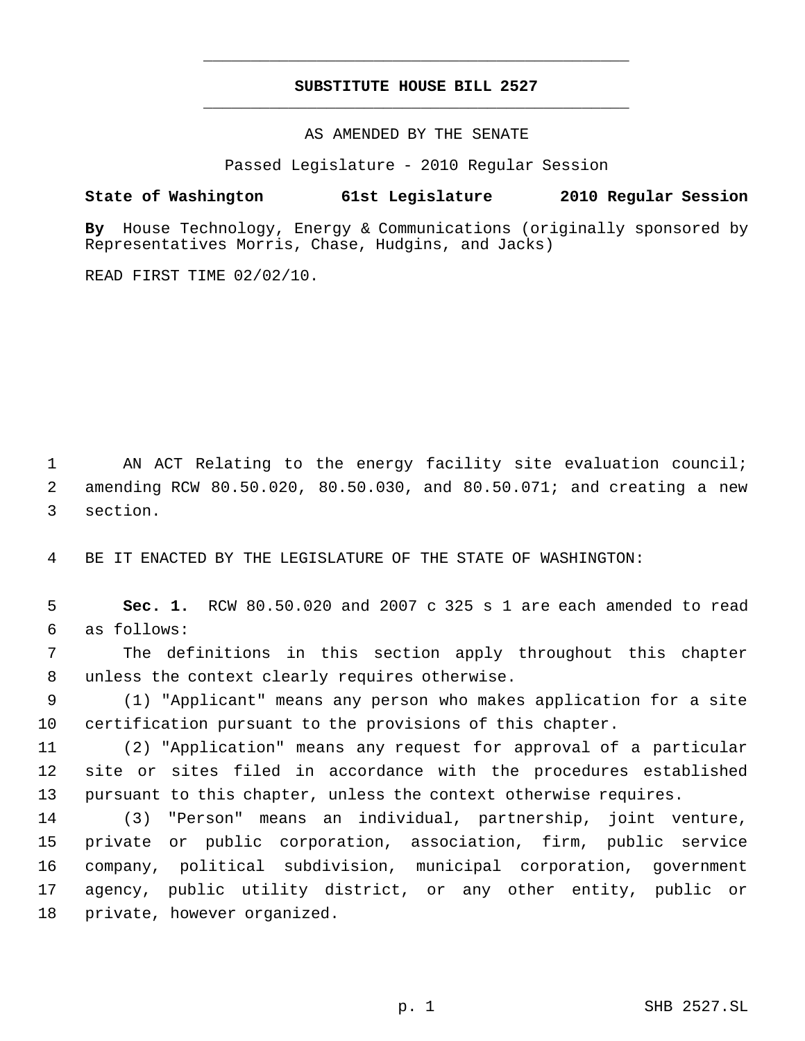# SUBSTITUTE HOUSE BILL 2527

AS AMENDED BY THE SENATE

Passed Legislature - 2010 Regular Session

**State of Washington 61st Legislature 2010 Regular Session**

**By** House Technology, Energy & Communications (originally sponsored by Representatives Morris, Chase, Hudgins, and Jacks)

READ FIRST TIME 02/02/10.

AN ACT Relating to the energy facility site evaluation council; amending RCW 80.50.020, 80.50.030, and 80.50.071; and creating a new section.

BE IT ENACTED BY THE LEGISLATURE OF THE STATE OF WASHINGTON:

**Sec. 1.** RCW 80.50.020 and 2007 c 325 s 1 are each amended to read as follows:

The definitions in this section apply throughout this chapter unless the context clearly requires otherwise.

(1) "Applicant" means any person who makes application for a site certification pursuant to the provisions of this chapter.

(2) "Application" means any request for approval of a particular site or sites filed in accordance with the procedures established pursuant to this chapter, unless the context otherwise requires.

(3) "Person" means an individual, partnership, joint venture, private or public corporation, association, firm, public service company, political subdivision, municipal corporation, government agency, public utility district, or any other entity, public or private, however organized.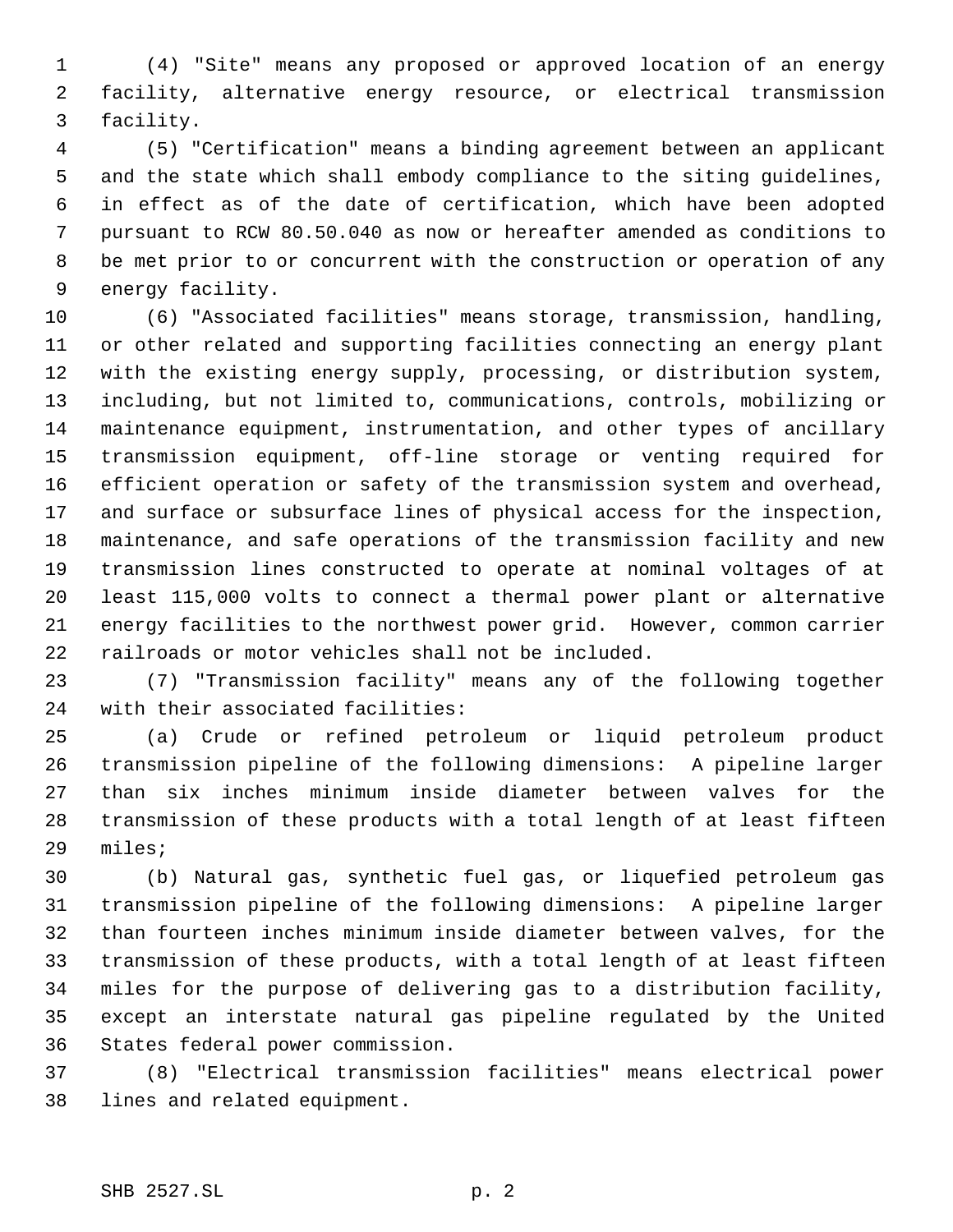(4) "Site" means any proposed or approved location of an energy facility, alternative energy resource, or electrical transmission facility.

(5) "Certification" means a binding agreement between an applicant and the state which shall embody compliance to the siting guidelines, in effect as of the date of certification, which have been adopted pursuant to RCW 80.50.040 as now or hereafter amended as conditions to be met prior to or concurrent with the construction or operation of any energy facility.

(6) "Associated facilities" means storage, transmission, handling, or other related and supporting facilities connecting an energy plant with the existing energy supply, processing, or distribution system, including, but not limited to, communications, controls, mobilizing or maintenance equipment, instrumentation, and other types of ancillary transmission equipment, off-line storage or venting required for efficient operation or safety of the transmission system and overhead, and surface or subsurface lines of physical access for the inspection, maintenance, and safe operations of the transmission facility and new transmission lines constructed to operate at nominal voltages of at least 115,000 volts to connect a thermal power plant or alternative energy facilities to the northwest power grid. However, common carrier railroads or motor vehicles shall not be included.

(7) "Transmission facility" means any of the following together with their associated facilities:

(a) Crude or refined petroleum or liquid petroleum product transmission pipeline of the following dimensions: A pipeline larger than six inches minimum inside diameter between valves for the transmission of these products with a total length of at least fifteen miles;

(b) Natural gas, synthetic fuel gas, or liquefied petroleum gas transmission pipeline of the following dimensions: A pipeline larger than fourteen inches minimum inside diameter between valves, for the transmission of these products, with a total length of at least fifteen miles for the purpose of delivering gas to a distribution facility, except an interstate natural gas pipeline regulated by the United States federal power commission.

(8) "Electrical transmission facilities" means electrical power lines and related equipment.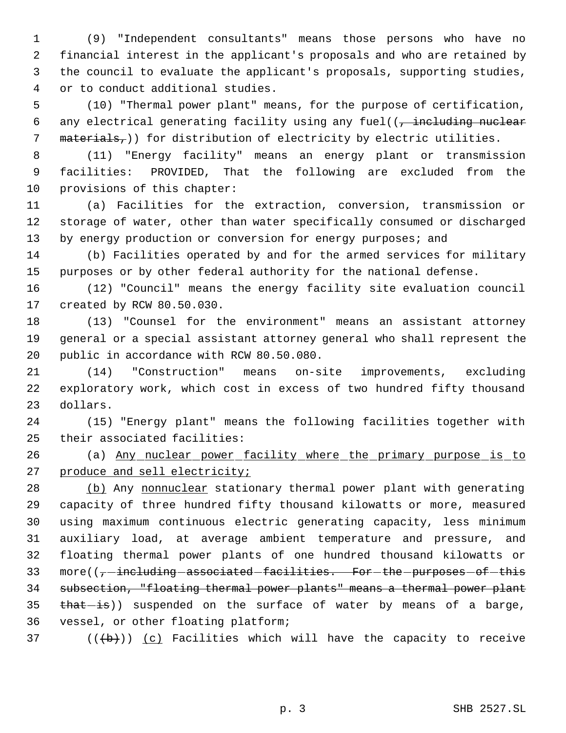(9) "Independent consultants" means those persons who have no financial interest in the applicant's proposals and who are retained by the council to evaluate the applicant's proposals, supporting studies, or to conduct additional studies.

(10) "Thermal power plant" means, for the purpose of certification, any electrical generating facility using any fuel((~~, including nuclear materials,~~)) for distribution of electricity by electric utilities.

(11) "Energy facility" means an energy plant or transmission facilities: PROVIDED, That the following are excluded from the provisions of this chapter:

(a) Facilities for the extraction, conversion, transmission or storage of water, other than water specifically consumed or discharged by energy production or conversion for energy purposes; and

(b) Facilities operated by and for the armed services for military purposes or by other federal authority for the national defense.

(12) "Council" means the energy facility site evaluation council created by RCW 80.50.030.

(13) "Counsel for the environment" means an assistant attorney general or a special assistant attorney general who shall represent the public in accordance with RCW 80.50.080.

(14) "Construction" means on-site improvements, excluding exploratory work, which cost in excess of two hundred fifty thousand dollars.

(15) "Energy plant" means the following facilities together with their associated facilities:

(a) <u>Any nuclear power facility where the primary purpose is to produce and sell electricity;</u>

<u>(b)</u> Any <u>nonnuclear</u> stationary thermal power plant with generating capacity of three hundred fifty thousand kilowatts or more, measured using maximum continuous electric generating capacity, less minimum auxiliary load, at average ambient temperature and pressure, and floating thermal power plants of one hundred thousand kilowatts or more((~~, including associated facilities. For the purposes of this subsection, "floating thermal power plants" means a thermal power plant that is~~)) suspended on the surface of water by means of a barge, vessel, or other floating platform;

((~~(b)~~)) <u>(c)</u> Facilities which will have the capacity to receive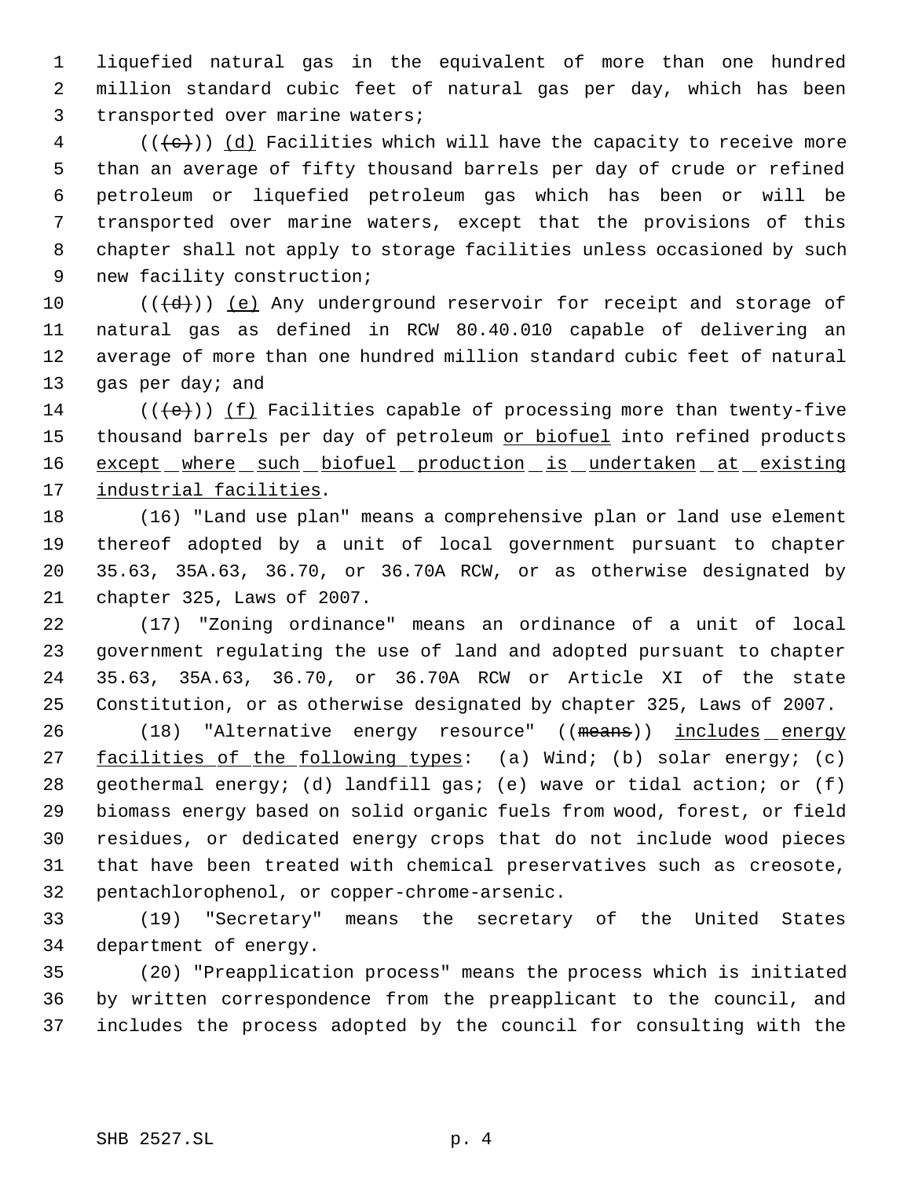liquefied natural gas in the equivalent of more than one hundred million standard cubic feet of natural gas per day, which has been transported over marine waters;

((~~(c)~~)) <u>(d)</u> Facilities which will have the capacity to receive more than an average of fifty thousand barrels per day of crude or refined petroleum or liquefied petroleum gas which has been or will be transported over marine waters, except that the provisions of this chapter shall not apply to storage facilities unless occasioned by such new facility construction;

((~~(d)~~)) <u>(e)</u> Any underground reservoir for receipt and storage of natural gas as defined in RCW 80.40.010 capable of delivering an average of more than one hundred million standard cubic feet of natural gas per day; and

((~~(e)~~)) <u>(f)</u> Facilities capable of processing more than twenty-five thousand barrels per day of petroleum <u>or biofuel</u> into refined products <u>except where such biofuel production is undertaken at existing industrial facilities</u>.

(16) "Land use plan" means a comprehensive plan or land use element thereof adopted by a unit of local government pursuant to chapter 35.63, 35A.63, 36.70, or 36.70A RCW, or as otherwise designated by chapter 325, Laws of 2007.

(17) "Zoning ordinance" means an ordinance of a unit of local government regulating the use of land and adopted pursuant to chapter 35.63, 35A.63, 36.70, or 36.70A RCW or Article XI of the state Constitution, or as otherwise designated by chapter 325, Laws of 2007.

(18) "Alternative energy resource" ((~~means~~)) <u>includes energy facilities of the following types</u>: (a) Wind; (b) solar energy; (c) geothermal energy; (d) landfill gas; (e) wave or tidal action; or (f) biomass energy based on solid organic fuels from wood, forest, or field residues, or dedicated energy crops that do not include wood pieces that have been treated with chemical preservatives such as creosote, pentachlorophenol, or copper-chrome-arsenic.

(19) "Secretary" means the secretary of the United States department of energy.

(20) "Preapplication process" means the process which is initiated by written correspondence from the preapplicant to the council, and includes the process adopted by the council for consulting with the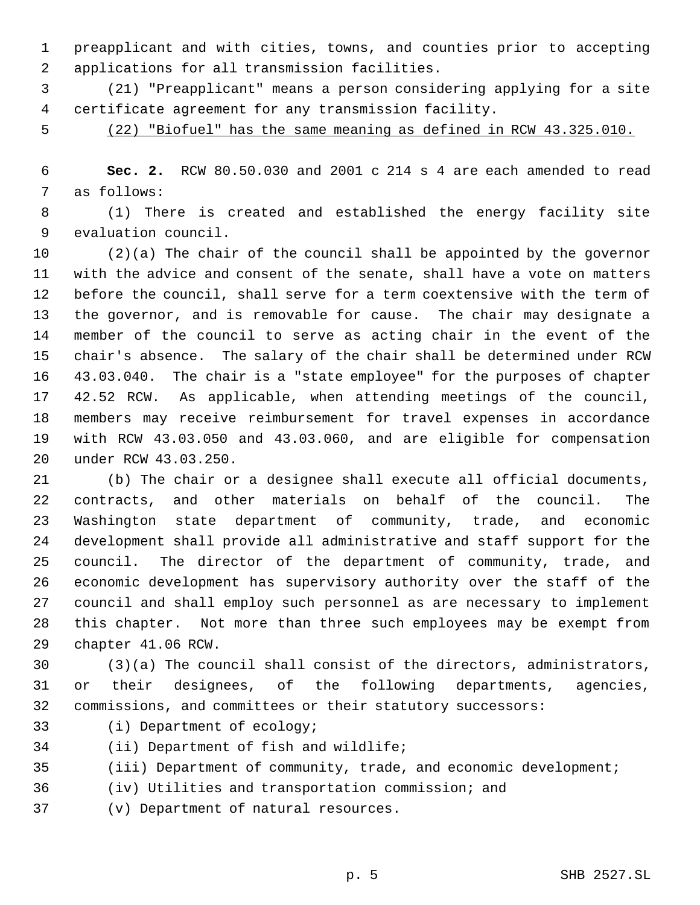preapplicant and with cities, towns, and counties prior to accepting applications for all transmission facilities.

(21) "Preapplicant" means a person considering applying for a site certificate agreement for any transmission facility.

<u>(22) "Biofuel" has the same meaning as defined in RCW 43.325.010.</u>

**Sec. 2.** RCW 80.50.030 and 2001 c 214 s 4 are each amended to read as follows:

(1) There is created and established the energy facility site evaluation council.

(2)(a) The chair of the council shall be appointed by the governor with the advice and consent of the senate, shall have a vote on matters before the council, shall serve for a term coextensive with the term of the governor, and is removable for cause. The chair may designate a member of the council to serve as acting chair in the event of the chair's absence. The salary of the chair shall be determined under RCW 43.03.040. The chair is a "state employee" for the purposes of chapter 42.52 RCW. As applicable, when attending meetings of the council, members may receive reimbursement for travel expenses in accordance with RCW 43.03.050 and 43.03.060, and are eligible for compensation under RCW 43.03.250.

(b) The chair or a designee shall execute all official documents, contracts, and other materials on behalf of the council. The Washington state department of community, trade, and economic development shall provide all administrative and staff support for the council. The director of the department of community, trade, and economic development has supervisory authority over the staff of the council and shall employ such personnel as are necessary to implement this chapter. Not more than three such employees may be exempt from chapter 41.06 RCW.

(3)(a) The council shall consist of the directors, administrators, or their designees, of the following departments, agencies, commissions, and committees or their statutory successors:

(i) Department of ecology;

(ii) Department of fish and wildlife;

(iii) Department of community, trade, and economic development;

(iv) Utilities and transportation commission; and

(v) Department of natural resources.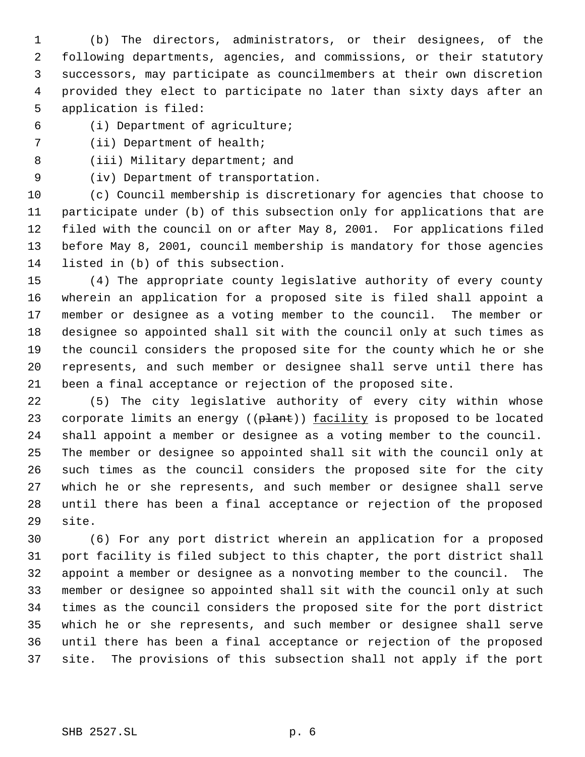(b) The directors, administrators, or their designees, of the following departments, agencies, and commissions, or their statutory successors, may participate as councilmembers at their own discretion provided they elect to participate no later than sixty days after an application is filed:

(i) Department of agriculture;

(ii) Department of health;

(iii) Military department; and

(iv) Department of transportation.

(c) Council membership is discretionary for agencies that choose to participate under (b) of this subsection only for applications that are filed with the council on or after May 8, 2001. For applications filed before May 8, 2001, council membership is mandatory for those agencies listed in (b) of this subsection.

(4) The appropriate county legislative authority of every county wherein an application for a proposed site is filed shall appoint a member or designee as a voting member to the council. The member or designee so appointed shall sit with the council only at such times as the council considers the proposed site for the county which he or she represents, and such member or designee shall serve until there has been a final acceptance or rejection of the proposed site.

(5) The city legislative authority of every city within whose corporate limits an energy ((~~plant~~)) facility is proposed to be located shall appoint a member or designee as a voting member to the council. The member or designee so appointed shall sit with the council only at such times as the council considers the proposed site for the city which he or she represents, and such member or designee shall serve until there has been a final acceptance or rejection of the proposed site.

(6) For any port district wherein an application for a proposed port facility is filed subject to this chapter, the port district shall appoint a member or designee as a nonvoting member to the council. The member or designee so appointed shall sit with the council only at such times as the council considers the proposed site for the port district which he or she represents, and such member or designee shall serve until there has been a final acceptance or rejection of the proposed site. The provisions of this subsection shall not apply if the port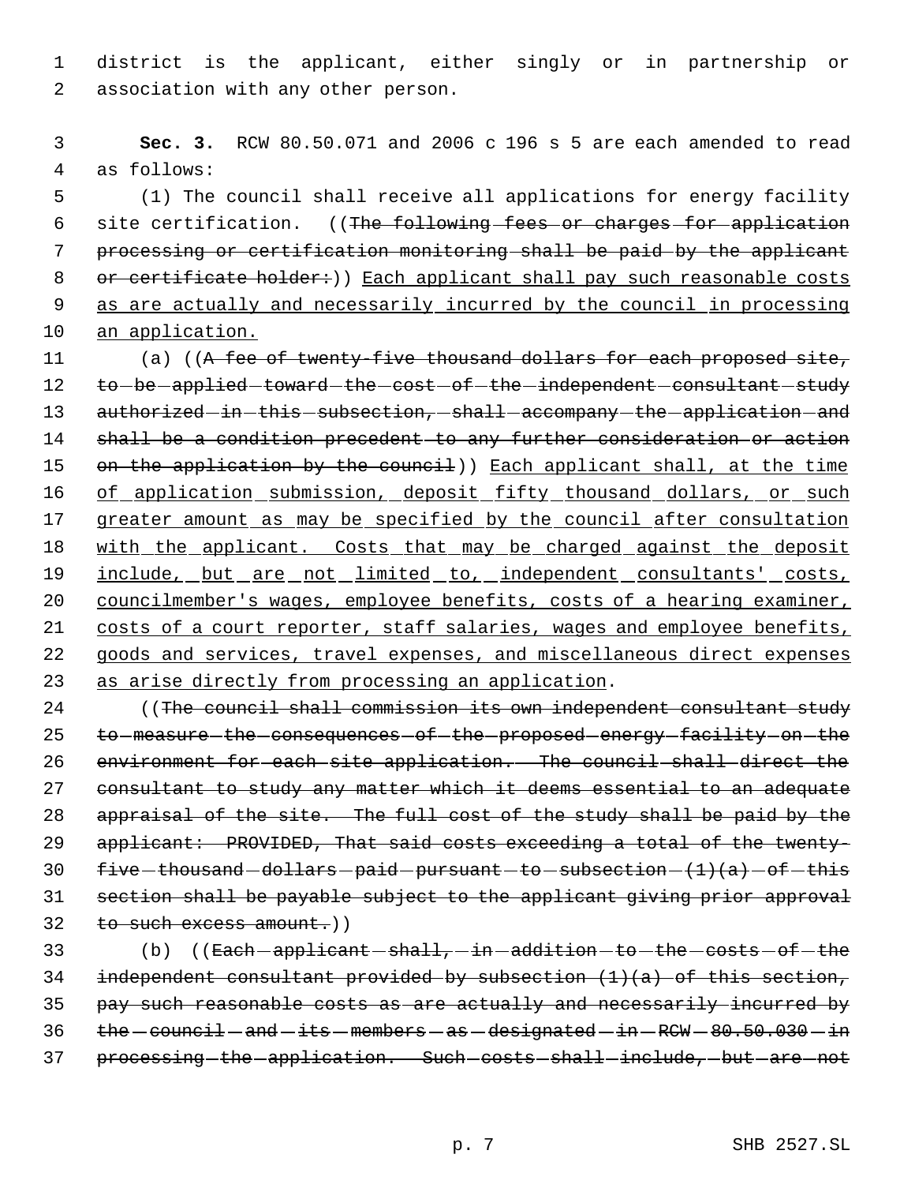district is the applicant, either singly or in partnership or association with any other person.

**Sec. 3.** RCW 80.50.071 and 2006 c 196 s 5 are each amended to read as follows:

(1) The council shall receive all applications for energy facility site certification. ((~~The following fees or charges for application processing or certification monitoring shall be paid by the applicant or certificate holder:~~)) Each applicant shall pay such reasonable costs as are actually and necessarily incurred by the council in processing an application.

(a) ((~~A fee of twenty-five thousand dollars for each proposed site, to be applied toward the cost of the independent consultant study authorized in this subsection, shall accompany the application and shall be a condition precedent to any further consideration or action on the application by the council~~)) Each applicant shall, at the time of application submission, deposit fifty thousand dollars, or such greater amount as may be specified by the council after consultation with the applicant. Costs that may be charged against the deposit include, but are not limited to, independent consultants' costs, councilmember's wages, employee benefits, costs of a hearing examiner, costs of a court reporter, staff salaries, wages and employee benefits, goods and services, travel expenses, and miscellaneous direct expenses as arise directly from processing an application.

((~~The council shall commission its own independent consultant study to measure the consequences of the proposed energy facility on the environment for each site application. The council shall direct the consultant to study any matter which it deems essential to an adequate appraisal of the site. The full cost of the study shall be paid by the applicant: PROVIDED, That said costs exceeding a total of the twenty-five thousand dollars paid pursuant to subsection (1)(a) of this section shall be payable subject to the applicant giving prior approval to such excess amount.~~))

(b) ((~~Each applicant shall, in addition to the costs of the independent consultant provided by subsection (1)(a) of this section, pay such reasonable costs as are actually and necessarily incurred by the council and its members as designated in RCW 80.50.030 in processing the application. Such costs shall include, but are not~~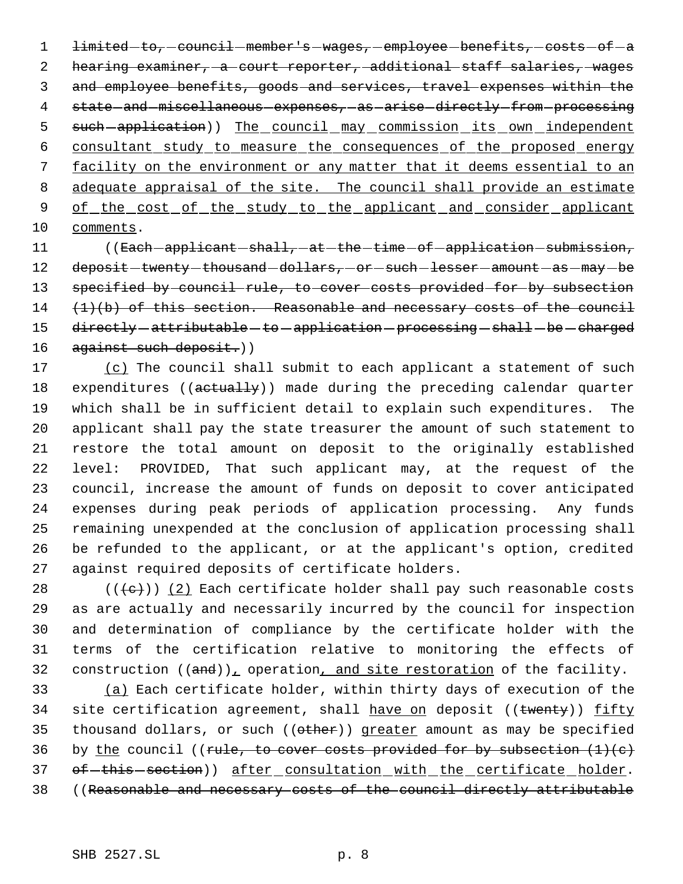limited to, council member's wages, employee benefits, costs of a hearing examiner, a court reporter, additional staff salaries, wages and employee benefits, goods and services, travel expenses within the state and miscellaneous expenses, as arise directly from processing such application)) The council may commission its own independent consultant study to measure the consequences of the proposed energy facility on the environment or any matter that it deems essential to an adequate appraisal of the site. The council shall provide an estimate of the cost of the study to the applicant and consider applicant comments.

((Each applicant shall, at the time of application submission, deposit twenty thousand dollars, or such lesser amount as may be specified by council rule, to cover costs provided for by subsection (1)(b) of this section. Reasonable and necessary costs of the council directly attributable to application processing shall be charged against such deposit.))

(c) The council shall submit to each applicant a statement of such expenditures ((actually)) made during the preceding calendar quarter which shall be in sufficient detail to explain such expenditures. The applicant shall pay the state treasurer the amount of such statement to restore the total amount on deposit to the originally established level: PROVIDED, That such applicant may, at the request of the council, increase the amount of funds on deposit to cover anticipated expenses during peak periods of application processing. Any funds remaining unexpended at the conclusion of application processing shall be refunded to the applicant, or at the applicant's option, credited against required deposits of certificate holders.

(((c))) (2) Each certificate holder shall pay such reasonable costs as are actually and necessarily incurred by the council for inspection and determination of compliance by the certificate holder with the terms of the certification relative to monitoring the effects of construction ((and)), operation, and site restoration of the facility.

(a) Each certificate holder, within thirty days of execution of the site certification agreement, shall have on deposit ((twenty)) fifty thousand dollars, or such ((other)) greater amount as may be specified by the council ((rule, to cover costs provided for by subsection (1)(c) of this section)) after consultation with the certificate holder. ((Reasonable and necessary costs of the council directly attributable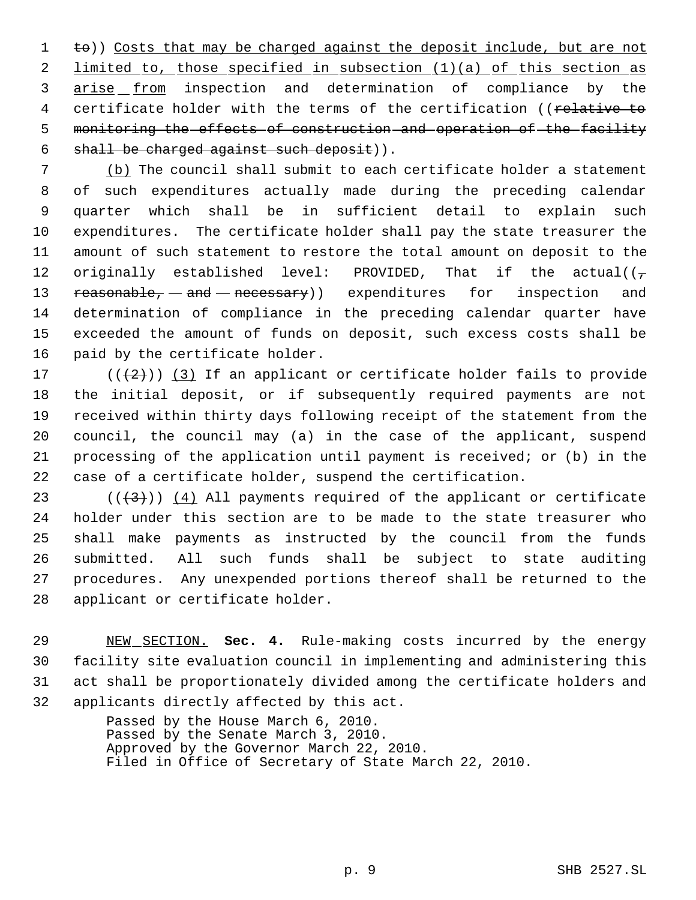to)) Costs that may be charged against the deposit include, but are not limited to, those specified in subsection (1)(a) of this section as arise from inspection and determination of compliance by the certificate holder with the terms of the certification ((relative to monitoring the effects of construction and operation of the facility shall be charged against such deposit)).

(b) The council shall submit to each certificate holder a statement of such expenditures actually made during the preceding calendar quarter which shall be in sufficient detail to explain such expenditures. The certificate holder shall pay the state treasurer the amount of such statement to restore the total amount on deposit to the originally established level: PROVIDED, That if the actual((, reasonable, and necessary)) expenditures for inspection and determination of compliance in the preceding calendar quarter have exceeded the amount of funds on deposit, such excess costs shall be paid by the certificate holder.

(((2))) (3) If an applicant or certificate holder fails to provide the initial deposit, or if subsequently required payments are not received within thirty days following receipt of the statement from the council, the council may (a) in the case of the applicant, suspend processing of the application until payment is received; or (b) in the case of a certificate holder, suspend the certification.

(((3))) (4) All payments required of the applicant or certificate holder under this section are to be made to the state treasurer who shall make payments as instructed by the council from the funds submitted. All such funds shall be subject to state auditing procedures. Any unexpended portions thereof shall be returned to the applicant or certificate holder.

NEW SECTION. **Sec. 4.** Rule-making costs incurred by the energy facility site evaluation council in implementing and administering this act shall be proportionately divided among the certificate holders and applicants directly affected by this act.

Passed by the House March 6, 2010.
Passed by the Senate March 3, 2010.
Approved by the Governor March 22, 2010.
Filed in Office of Secretary of State March 22, 2010.